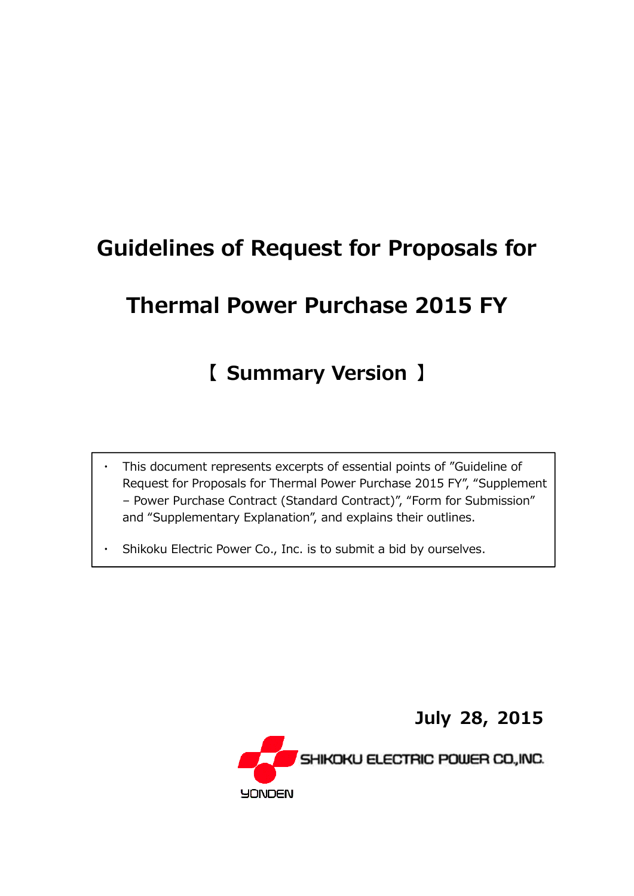# Guidelines of Request for Proposals for Thermal Power Purchase 2015 FY

## 【 Summary Version 】

- This document represents excerpts of essential points of "Guideline of Request for Proposals for Thermal Power Purchase 2015 FY", "Supplement – Power Purchase Contract (Standard Contract)", "Form for Submission" and "Supplementary Explanation", and explains their outlines.
- Shikoku Electric Power Co., Inc. is to submit a bid by ourselves.

**July 28, 2015**

SHIKOKU ELECTRIC POWER CO.,INC.

YONDEN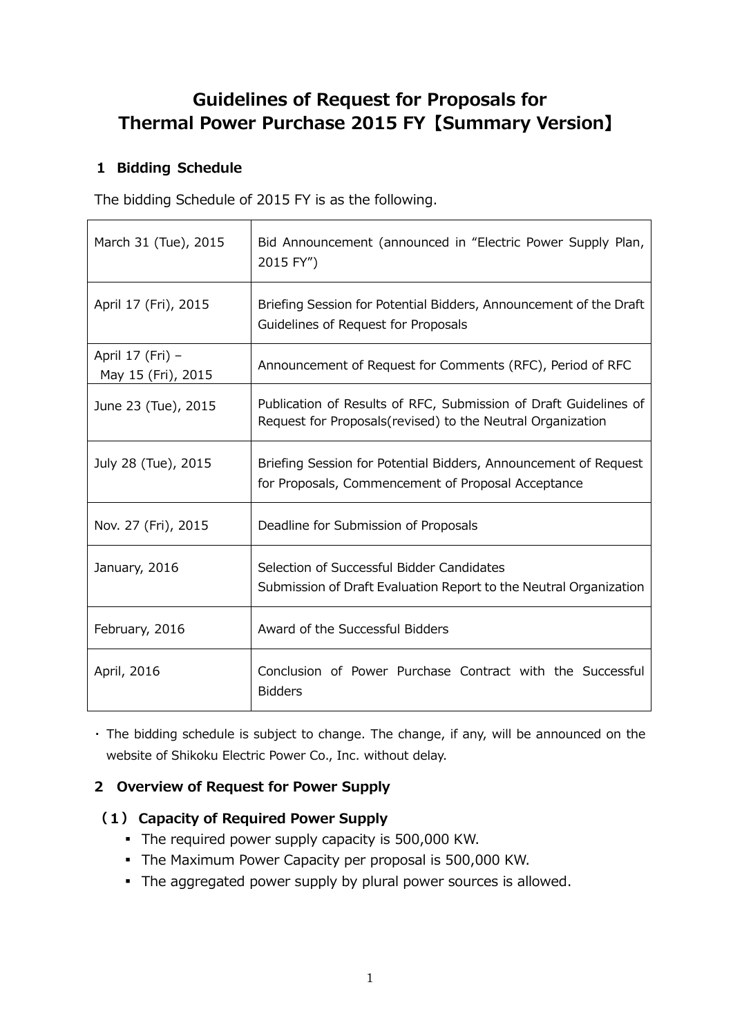# Guidelines of Request for Proposals for Thermal Power Purchase 2015 FY【Summary Version】

## 1 Bidding Schedule

The bidding Schedule of 2015 FY is as the following.

| | |
|---|---|
| March 31 (Tue), 2015 | Bid Announcement (announced in "Electric Power Supply Plan, 2015 FY") |
| April 17 (Fri), 2015 | Briefing Session for Potential Bidders, Announcement of the Draft Guidelines of Request for Proposals |
| April 17 (Fri) – May 15 (Fri), 2015 | Announcement of Request for Comments (RFC), Period of RFC |
| June 23 (Tue), 2015 | Publication of Results of RFC, Submission of Draft Guidelines of Request for Proposals(revised) to the Neutral Organization |
| July 28 (Tue), 2015 | Briefing Session for Potential Bidders, Announcement of Request for Proposals, Commencement of Proposal Acceptance |
| Nov. 27 (Fri), 2015 | Deadline for Submission of Proposals |
| January, 2016 | Selection of Successful Bidder Candidates<br>Submission of Draft Evaluation Report to the Neutral Organization |
| February, 2016 | Award of the Successful Bidders |
| April, 2016 | Conclusion of Power Purchase Contract with the Successful Bidders |

・The bidding schedule is subject to change. The change, if any, will be announced on the website of Shikoku Electric Power Co., Inc. without delay.

## 2 Overview of Request for Power Supply

### (1) Capacity of Required Power Supply

- The required power supply capacity is 500,000 KW.
- The Maximum Power Capacity per proposal is 500,000 KW.
- The aggregated power supply by plural power sources is allowed.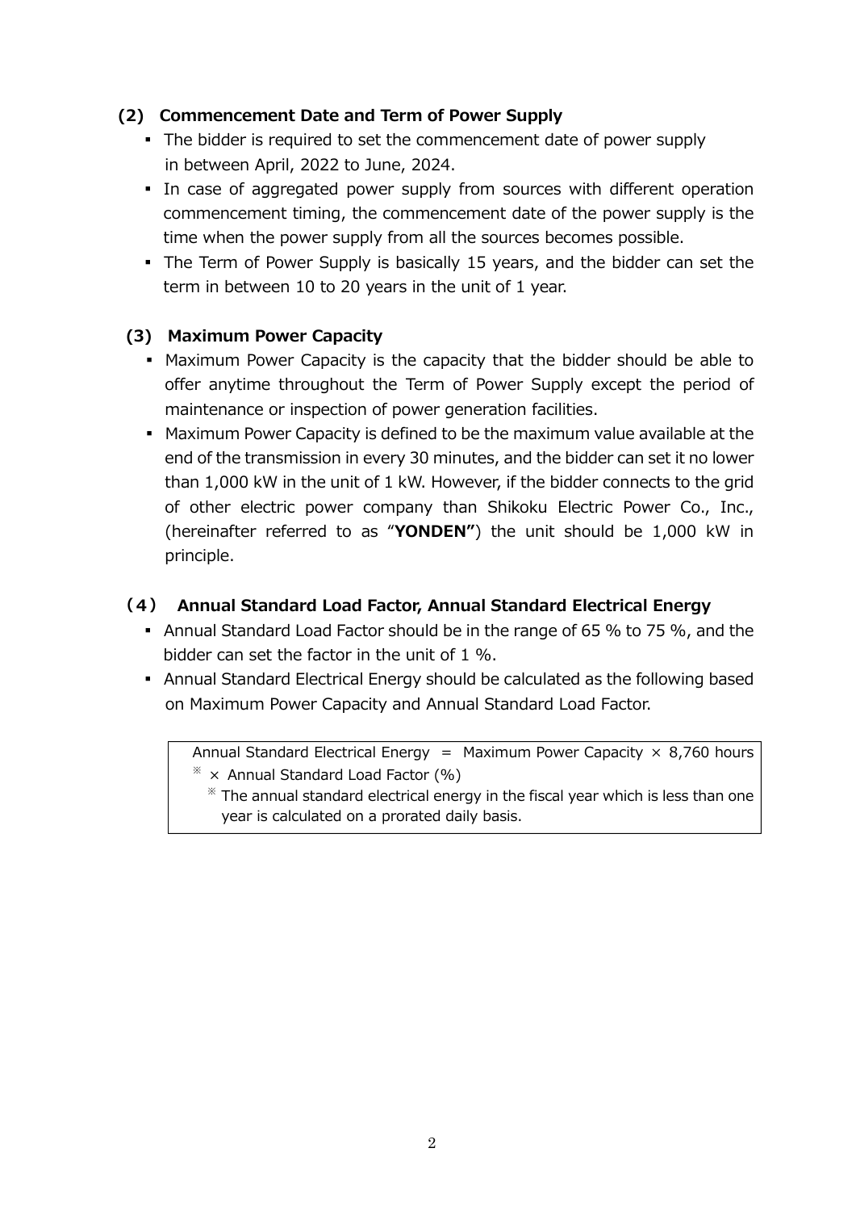### (2) Commencement Date and Term of Power Supply

- The bidder is required to set the commencement date of power supply in between April, 2022 to June, 2024.
- In case of aggregated power supply from sources with different operation commencement timing, the commencement date of the power supply is the time when the power supply from all the sources becomes possible.
- The Term of Power Supply is basically 15 years, and the bidder can set the term in between 10 to 20 years in the unit of 1 year.

### (3) Maximum Power Capacity

- Maximum Power Capacity is the capacity that the bidder should be able to offer anytime throughout the Term of Power Supply except the period of maintenance or inspection of power generation facilities.
- Maximum Power Capacity is defined to be the maximum value available at the end of the transmission in every 30 minutes, and the bidder can set it no lower than 1,000 kW in the unit of 1 kW. However, if the bidder connects to the grid of other electric power company than Shikoku Electric Power Co., Inc., (hereinafter referred to as "**YONDEN"**) the unit should be 1,000 kW in principle.

### (4) Annual Standard Load Factor, Annual Standard Electrical Energy

- Annual Standard Load Factor should be in the range of 65 % to 75 %, and the bidder can set the factor in the unit of 1 %.
- Annual Standard Electrical Energy should be calculated as the following based on Maximum Power Capacity and Annual Standard Load Factor.

> Annual Standard Electrical Energy = Maximum Power Capacity × 8,760 hours ※ × Annual Standard Load Factor (%)
>
> ※ The annual standard electrical energy in the fiscal year which is less than one year is calculated on a prorated daily basis.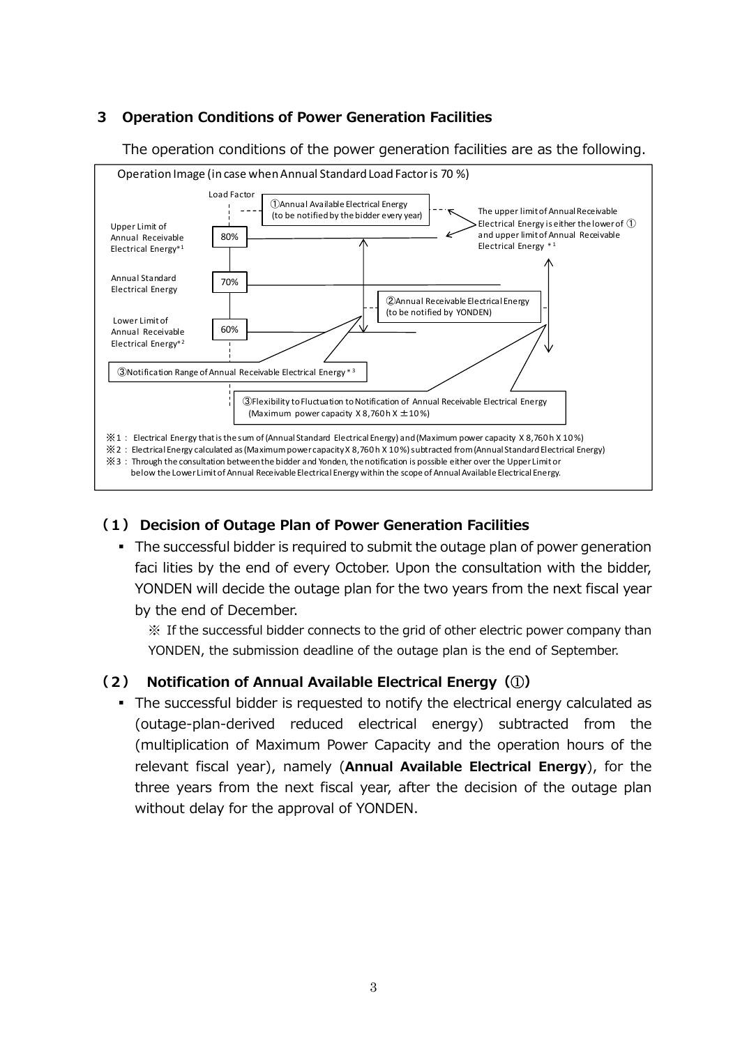## 3 Operation Conditions of Power Generation Facilities

The operation conditions of the power generation facilities are as the following.

Operation Image (in case when Annual Standard Load Factor is 70 %)

Load Factor

①Annual Available Electrical Energy (to be notified by the bidder every year)

The upper limit of Annual Receivable Electrical Energy is either the lower of ① and upper limit of Annual Receivable Electrical Energy *1

Upper Limit of Annual Receivable Electrical Energy*1 — 80%

Annual Standard Electrical Energy — 70%

②Annual Receivable Electrical Energy (to be notified by YONDEN)

Lower Limit of Annual Receivable Electrical Energy*2 — 60%

③Notification Range of Annual Receivable Electrical Energy *3

③Flexibility to Fluctuation to Notification of Annual Receivable Electrical Energy (Maximum power capacity X 8,760 h X ±10 %)

※1 : Electrical Energy that is the sum of (Annual Standard Electrical Energy) and (Maximum power capacity X 8,760 h X 10 %)

※2 : Electrical Energy calculated as (Maximum power capacity X 8,760 h X 10 %) subtracted from (Annual Standard Electrical Energy)

※3 : Through the consultation between the bidder and Yonden, the notification is possible either over the Upper Limit or below the Lower Limit of Annual Receivable Electrical Energy within the scope of Annual Available Electrical Energy.

### (1) Decision of Outage Plan of Power Generation Facilities

- The successful bidder is required to submit the outage plan of power generation faci lities by the end of every October. Upon the consultation with the bidder, YONDEN will decide the outage plan for the two years from the next fiscal year by the end of December.

  ※ If the successful bidder connects to the grid of other electric power company than YONDEN, the submission deadline of the outage plan is the end of September.

### (2) Notification of Annual Available Electrical Energy (①)

- The successful bidder is requested to notify the electrical energy calculated as (outage-plan-derived reduced electrical energy) subtracted from the (multiplication of Maximum Power Capacity and the operation hours of the relevant fiscal year), namely (**Annual Available Electrical Energy**), for the three years from the next fiscal year, after the decision of the outage plan without delay for the approval of YONDEN.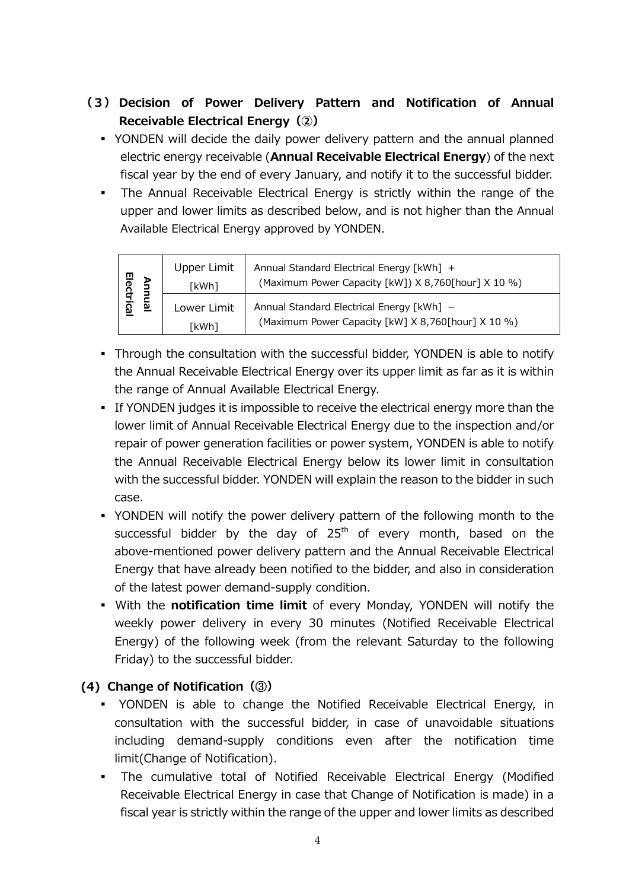## (3) Decision of Power Delivery Pattern and Notification of Annual Receivable Electrical Energy (②)

- YONDEN will decide the daily power delivery pattern and the annual planned electric energy receivable (**Annual Receivable Electrical Energy**) of the next fiscal year by the end of every January, and notify it to the successful bidder.
- The Annual Receivable Electrical Energy is strictly within the range of the upper and lower limits as described below, and is not higher than the Annual Available Electrical Energy approved by YONDEN.

| | | |
|---|---|---|
| Annual Electrical | Upper Limit [kWh] | Annual Standard Electrical Energy [kWh] + (Maximum Power Capacity [kW]) X 8,760[hour] X 10 %) |
| | Lower Limit [kWh] | Annual Standard Electrical Energy [kWh] − (Maximum Power Capacity [kW] X 8,760[hour] X 10 %) |

- Through the consultation with the successful bidder, YONDEN is able to notify the Annual Receivable Electrical Energy over its upper limit as far as it is within the range of Annual Available Electrical Energy.
- If YONDEN judges it is impossible to receive the electrical energy more than the lower limit of Annual Receivable Electrical Energy due to the inspection and/or repair of power generation facilities or power system, YONDEN is able to notify the Annual Receivable Electrical Energy below its lower limit in consultation with the successful bidder. YONDEN will explain the reason to the bidder in such case.
- YONDEN will notify the power delivery pattern of the following month to the successful bidder by the day of 25th of every month, based on the above-mentioned power delivery pattern and the Annual Receivable Electrical Energy that have already been notified to the bidder, and also in consideration of the latest power demand-supply condition.
- With the **notification time limit** of every Monday, YONDEN will notify the weekly power delivery in every 30 minutes (Notified Receivable Electrical Energy) of the following week (from the relevant Saturday to the following Friday) to the successful bidder.

## (4) Change of Notification (③)

- YONDEN is able to change the Notified Receivable Electrical Energy, in consultation with the successful bidder, in case of unavoidable situations including demand-supply conditions even after the notification time limit(Change of Notification).
- The cumulative total of Notified Receivable Electrical Energy (Modified Receivable Electrical Energy in case that Change of Notification is made) in a fiscal year is strictly within the range of the upper and lower limits as described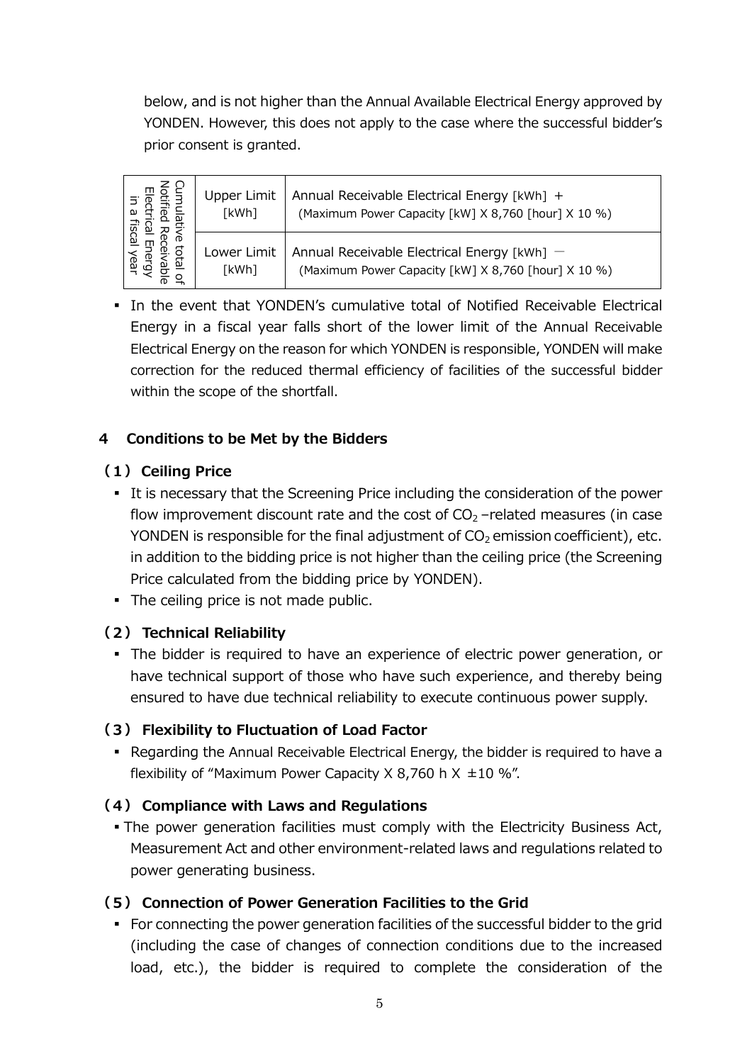below, and is not higher than the Annual Available Electrical Energy approved by YONDEN. However, this does not apply to the case where the successful bidder's prior consent is granted.

| Cumulative total of Notified Receivable Electrical Energy in a fiscal year | Upper Limit [kWh] | Annual Receivable Electrical Energy [kWh] + (Maximum Power Capacity [kW] X 8,760 [hour] X 10 %) |
|---|---|---|
| | Lower Limit [kWh] | Annual Receivable Electrical Energy [kWh] − (Maximum Power Capacity [kW] X 8,760 [hour] X 10 %) |

- In the event that YONDEN's cumulative total of Notified Receivable Electrical Energy in a fiscal year falls short of the lower limit of the Annual Receivable Electrical Energy on the reason for which YONDEN is responsible, YONDEN will make correction for the reduced thermal efficiency of facilities of the successful bidder within the scope of the shortfall.

## 4 Conditions to be Met by the Bidders

### (1) Ceiling Price

- It is necessary that the Screening Price including the consideration of the power flow improvement discount rate and the cost of $CO_2$ –related measures (in case YONDEN is responsible for the final adjustment of $CO_2$ emission coefficient), etc. in addition to the bidding price is not higher than the ceiling price (the Screening Price calculated from the bidding price by YONDEN).
- The ceiling price is not made public.

### (2) Technical Reliability

- The bidder is required to have an experience of electric power generation, or have technical support of those who have such experience, and thereby being ensured to have due technical reliability to execute continuous power supply.

### (3) Flexibility to Fluctuation of Load Factor

- Regarding the Annual Receivable Electrical Energy, the bidder is required to have a flexibility of "Maximum Power Capacity X 8,760 h X ±10 %".

### (4) Compliance with Laws and Regulations

- The power generation facilities must comply with the Electricity Business Act, Measurement Act and other environment-related laws and regulations related to power generating business.

### (5) Connection of Power Generation Facilities to the Grid

- For connecting the power generation facilities of the successful bidder to the grid (including the case of changes of connection conditions due to the increased load, etc.), the bidder is required to complete the consideration of the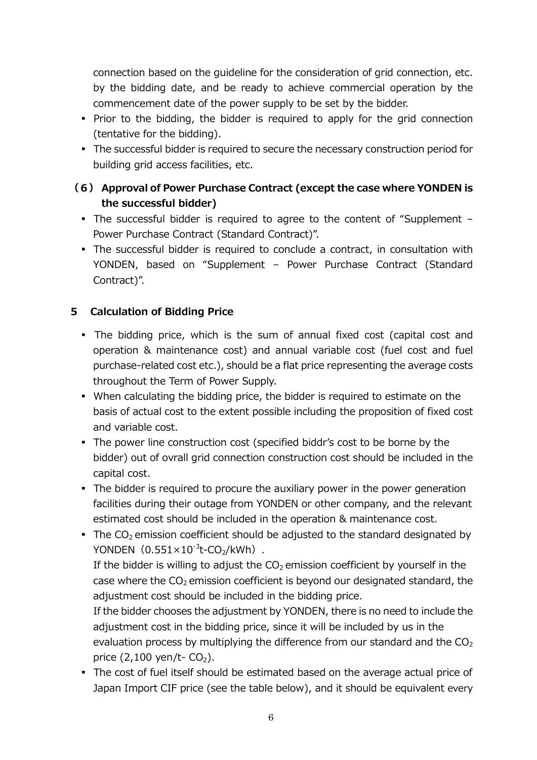connection based on the guideline for the consideration of grid connection, etc. by the bidding date, and be ready to achieve commercial operation by the commencement date of the power supply to be set by the bidder.

- Prior to the bidding, the bidder is required to apply for the grid connection (tentative for the bidding).
- The successful bidder is required to secure the necessary construction period for building grid access facilities, etc.

### （6） Approval of Power Purchase Contract (except the case where YONDEN is the successful bidder)

- The successful bidder is required to agree to the content of “Supplement – Power Purchase Contract (Standard Contract)”.
- The successful bidder is required to conclude a contract, in consultation with YONDEN, based on “Supplement – Power Purchase Contract (Standard Contract)”.

## 5 Calculation of Bidding Price

- The bidding price, which is the sum of annual fixed cost (capital cost and operation & maintenance cost) and annual variable cost (fuel cost and fuel purchase-related cost etc.), should be a flat price representing the average costs throughout the Term of Power Supply.
- When calculating the bidding price, the bidder is required to estimate on the basis of actual cost to the extent possible including the proposition of fixed cost and variable cost.
- The power line construction cost (specified biddr’s cost to be borne by the bidder) out of ovrall grid connection construction cost should be included in the capital cost.
- The bidder is required to procure the auxiliary power in the power generation facilities during their outage from YONDEN or other company, and the relevant estimated cost should be included in the operation & maintenance cost.
- The $CO_2$ emission coefficient should be adjusted to the standard designated by YONDEN（$0.551\times10^{-3}$t-$CO_2$/kWh）.
  If the bidder is willing to adjust the $CO_2$ emission coefficient by yourself in the case where the $CO_2$ emission coefficient is beyond our designated standard, the adjustment cost should be included in the bidding price.
  If the bidder chooses the adjustment by YONDEN, there is no need to include the adjustment cost in the bidding price, since it will be included by us in the evaluation process by multiplying the difference from our standard and the $CO_2$ price (2,100 yen/t- $CO_2$).
- The cost of fuel itself should be estimated based on the average actual price of Japan Import CIF price (see the table below), and it should be equivalent every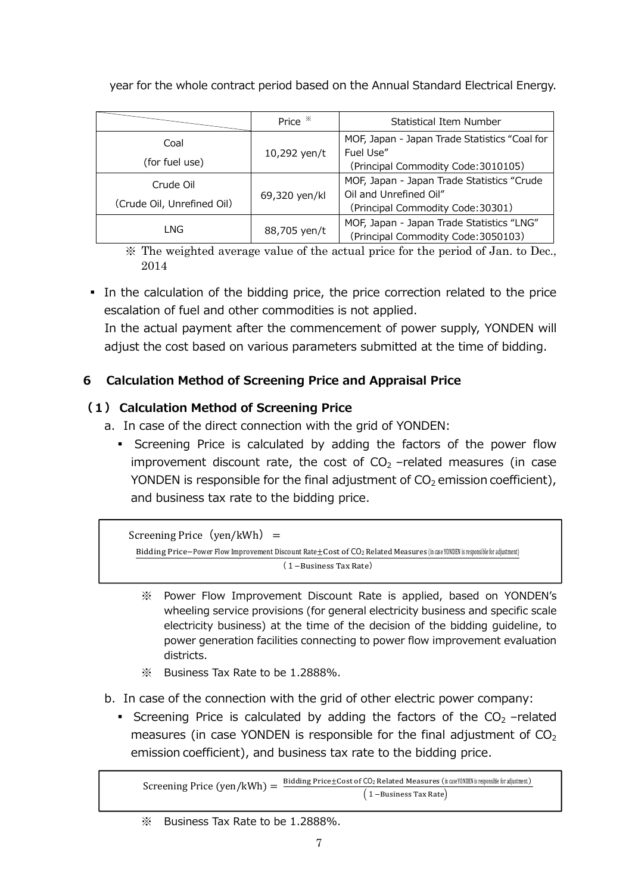year for the whole contract period based on the Annual Standard Electrical Energy.

| | Price ※ | Statistical Item Number |
|---|---|---|
| Coal (for fuel use) | 10,292 yen/t | MOF, Japan - Japan Trade Statistics "Coal for Fuel Use" (Principal Commodity Code:3010105) |
| Crude Oil (Crude Oil, Unrefined Oil) | 69,320 yen/kl | MOF, Japan - Japan Trade Statistics "Crude Oil and Unrefined Oil" (Principal Commodity Code:30301) |
| LNG | 88,705 yen/t | MOF, Japan - Japan Trade Statistics "LNG" (Principal Commodity Code:3050103) |

※ The weighted average value of the actual price for the period of Jan. to Dec., 2014

- In the calculation of the bidding price, the price correction related to the price escalation of fuel and other commodities is not applied.
  In the actual payment after the commencement of power supply, YONDEN will adjust the cost based on various parameters submitted at the time of bidding.

## 6 Calculation Method of Screening Price and Appraisal Price

### (1) Calculation Method of Screening Price

a. In case of the direct connection with the grid of YONDEN:

- Screening Price is calculated by adding the factors of the power flow improvement discount rate, the cost of $CO_2$ –related measures (in case YONDEN is responsible for the final adjustment of $CO_2$ emission coefficient), and business tax rate to the bidding price.

$$\text{Screening Price (yen/kWh)} = \frac{\text{Bidding Price} - \text{Power Flow Improvement Discount Rate} \pm \text{Cost of } CO_2 \text{ Related Measures (in case YONDEN is responsible for adjustment)}}{(1 - \text{Business Tax Rate})}$$

※ Power Flow Improvement Discount Rate is applied, based on YONDEN's wheeling service provisions (for general electricity business and specific scale electricity business) at the time of the decision of the bidding guideline, to power generation facilities connecting to power flow improvement evaluation districts.

※ Business Tax Rate to be 1.2888%.

b. In case of the connection with the grid of other electric power company:

- Screening Price is calculated by adding the factors of the $CO_2$ –related measures (in case YONDEN is responsible for the final adjustment of $CO_2$ emission coefficient), and business tax rate to the bidding price.

$$\text{Screening Price (yen/kWh)} = \frac{\text{Bidding Price} \pm \text{Cost of } CO_2 \text{ Related Measures (in case YONDEN is responsible for adjustment)}}{(1 - \text{Business Tax Rate})}$$

※ Business Tax Rate to be 1.2888%.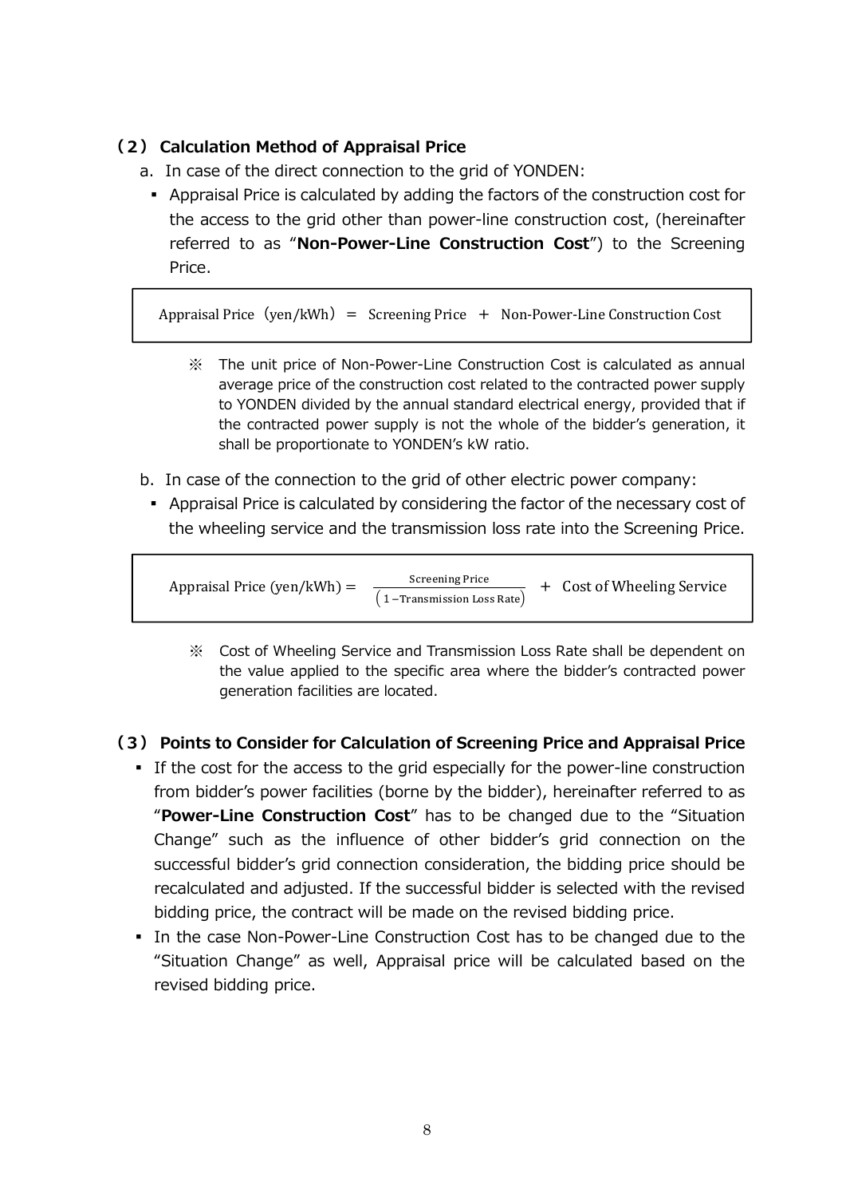## （2） Calculation Method of Appraisal Price

a. In case of the direct connection to the grid of YONDEN:

- Appraisal Price is calculated by adding the factors of the construction cost for the access to the grid other than power-line construction cost, (hereinafter referred to as "**Non-Power-Line Construction Cost**") to the Screening Price.

$$\text{Appraisal Price (yen/kWh)} = \text{Screening Price} + \text{Non-Power-Line Construction Cost}$$

※ The unit price of Non-Power-Line Construction Cost is calculated as annual average price of the construction cost related to the contracted power supply to YONDEN divided by the annual standard electrical energy, provided that if the contracted power supply is not the whole of the bidder's generation, it shall be proportionate to YONDEN's kW ratio.

b. In case of the connection to the grid of other electric power company:

- Appraisal Price is calculated by considering the factor of the necessary cost of the wheeling service and the transmission loss rate into the Screening Price.

$$\text{Appraisal Price (yen/kWh)} = \frac{\text{Screening Price}}{(1 - \text{Transmission Loss Rate})} + \text{Cost of Wheeling Service}$$

※ Cost of Wheeling Service and Transmission Loss Rate shall be dependent on the value applied to the specific area where the bidder's contracted power generation facilities are located.

## （3） Points to Consider for Calculation of Screening Price and Appraisal Price

- If the cost for the access to the grid especially for the power-line construction from bidder's power facilities (borne by the bidder), hereinafter referred to as "**Power-Line Construction Cost**" has to be changed due to the "Situation Change" such as the influence of other bidder's grid connection on the successful bidder's grid connection consideration, the bidding price should be recalculated and adjusted. If the successful bidder is selected with the revised bidding price, the contract will be made on the revised bidding price.
- In the case Non-Power-Line Construction Cost has to be changed due to the "Situation Change" as well, Appraisal price will be calculated based on the revised bidding price.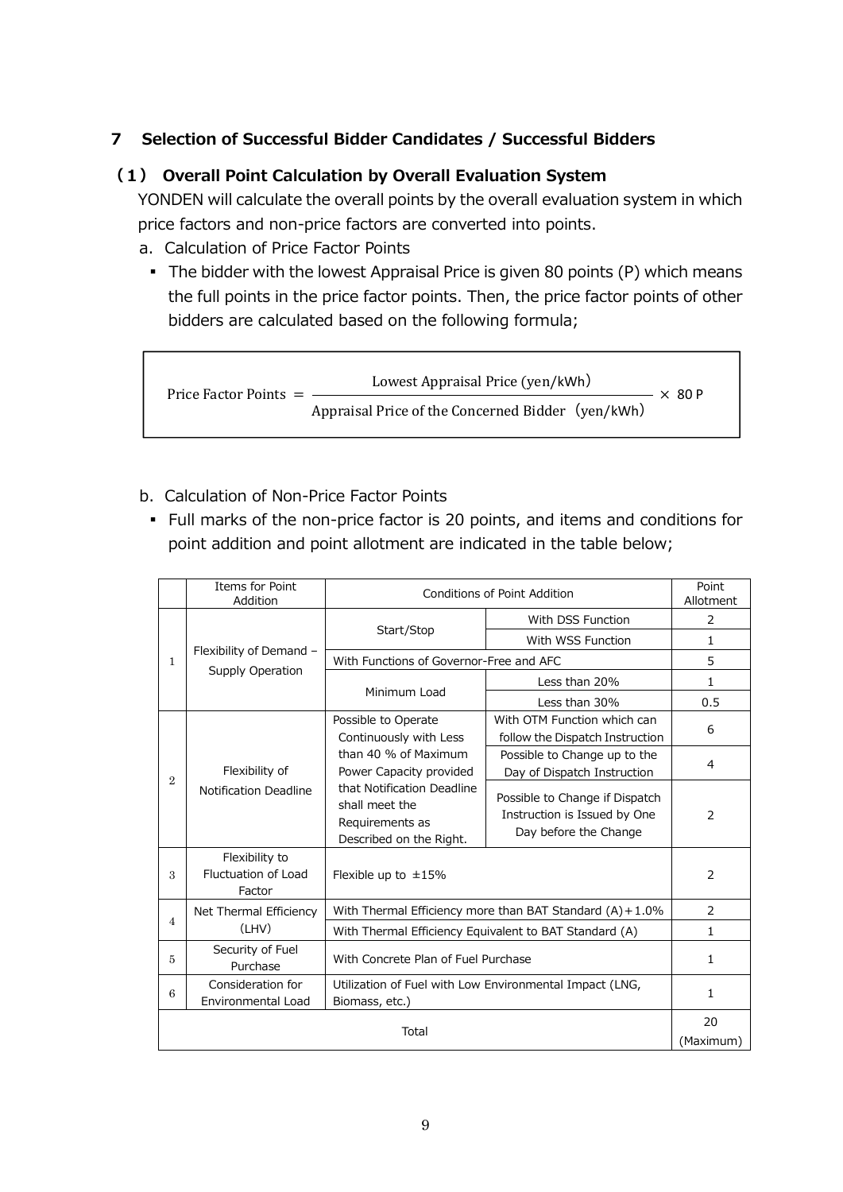## 7 Selection of Successful Bidder Candidates / Successful Bidders

### (1) Overall Point Calculation by Overall Evaluation System

YONDEN will calculate the overall points by the overall evaluation system in which price factors and non-price factors are converted into points.

a. Calculation of Price Factor Points

- The bidder with the lowest Appraisal Price is given 80 points (P) which means the full points in the price factor points. Then, the price factor points of other bidders are calculated based on the following formula;

$$\text{Price Factor Points} = \frac{\text{Lowest Appraisal Price (yen/kWh)}}{\text{Appraisal Price of the Concerned Bidder (yen/kWh)}} \times 80\,\text{P}$$

b. Calculation of Non-Price Factor Points

- Full marks of the non-price factor is 20 points, and items and conditions for point addition and point allotment are indicated in the table below;

| | Items for Point Addition | Conditions of Point Addition | | Point Allotment |
|---|---|---|---|---|
| 1 | Flexibility of Demand – Supply Operation | Start/Stop | With DSS Function | 2 |
| | | | With WSS Function | 1 |
| | | With Functions of Governor-Free and AFC | | 5 |
| | | Minimum Load | Less than 20% | 1 |
| | | | Less than 30% | 0.5 |
| 2 | Flexibility of Notification Deadline | Possible to Operate Continuously with Less than 40 % of Maximum Power Capacity provided that Notification Deadline shall meet the Requirements as Described on the Right. | With OTM Function which can follow the Dispatch Instruction | 6 |
| | | | Possible to Change up to the Day of Dispatch Instruction | 4 |
| | | | Possible to Change if Dispatch Instruction is Issued by One Day before the Change | 2 |
| 3 | Flexibility to Fluctuation of Load Factor | Flexible up to ±15% | | 2 |
| 4 | Net Thermal Efficiency (LHV) | With Thermal Efficiency more than BAT Standard (A)+1.0% | | 2 |
| | | With Thermal Efficiency Equivalent to BAT Standard (A) | | 1 |
| 5 | Security of Fuel Purchase | With Concrete Plan of Fuel Purchase | | 1 |
| 6 | Consideration for Environmental Load | Utilization of Fuel with Low Environmental Impact (LNG, Biomass, etc.) | | 1 |
| Total | | | | 20 (Maximum) |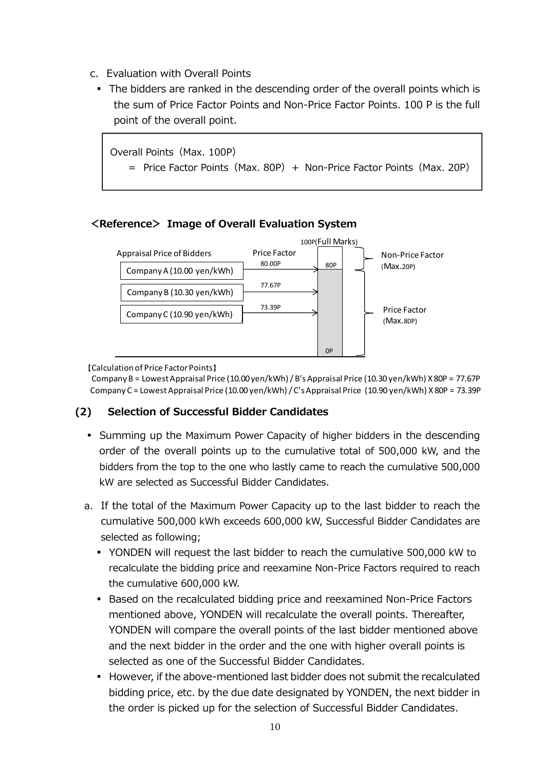c. Evaluation with Overall Points

- The bidders are ranked in the descending order of the overall points which is the sum of Price Factor Points and Non-Price Factor Points. 100 P is the full point of the overall point.

> Overall Points（Max. 100P）
> = Price Factor Points（Max. 80P） + Non-Price Factor Points（Max. 20P）

**＜Reference＞ Image of Overall Evaluation System**

| Appraisal Price of Bidders | Price Factor |
|---|---|
| Company A (10.00 yen/kWh) | 80.00P |
| Company B (10.30 yen/kWh) | 77.67P |
| Company C (10.90 yen/kWh) | 73.39P |

100P(Full Marks): Non-Price Factor (Max.20P) from 80P to 100P; Price Factor (Max.80P) from 0P to 80P

【Calculation of Price Factor Points】

Company B = Lowest Appraisal Price (10.00 yen/kWh) / B's Appraisal Price (10.30 yen/kWh) X 80P = 77.67P

Company C = Lowest Appraisal Price (10.00 yen/kWh) / C's Appraisal Price (10.90 yen/kWh) X 80P = 73.39P

### (2) Selection of Successful Bidder Candidates

- Summing up the Maximum Power Capacity of higher bidders in the descending order of the overall points up to the cumulative total of 500,000 kW, and the bidders from the top to the one who lastly came to reach the cumulative 500,000 kW are selected as Successful Bidder Candidates.

a. If the total of the Maximum Power Capacity up to the last bidder to reach the cumulative 500,000 kWh exceeds 600,000 kW, Successful Bidder Candidates are selected as following;

- YONDEN will request the last bidder to reach the cumulative 500,000 kW to recalculate the bidding price and reexamine Non-Price Factors required to reach the cumulative 600,000 kW.
- Based on the recalculated bidding price and reexamined Non-Price Factors mentioned above, YONDEN will recalculate the overall points. Thereafter, YONDEN will compare the overall points of the last bidder mentioned above and the next bidder in the order and the one with higher overall points is selected as one of the Successful Bidder Candidates.
- However, if the above-mentioned last bidder does not submit the recalculated bidding price, etc. by the due date designated by YONDEN, the next bidder in the order is picked up for the selection of Successful Bidder Candidates.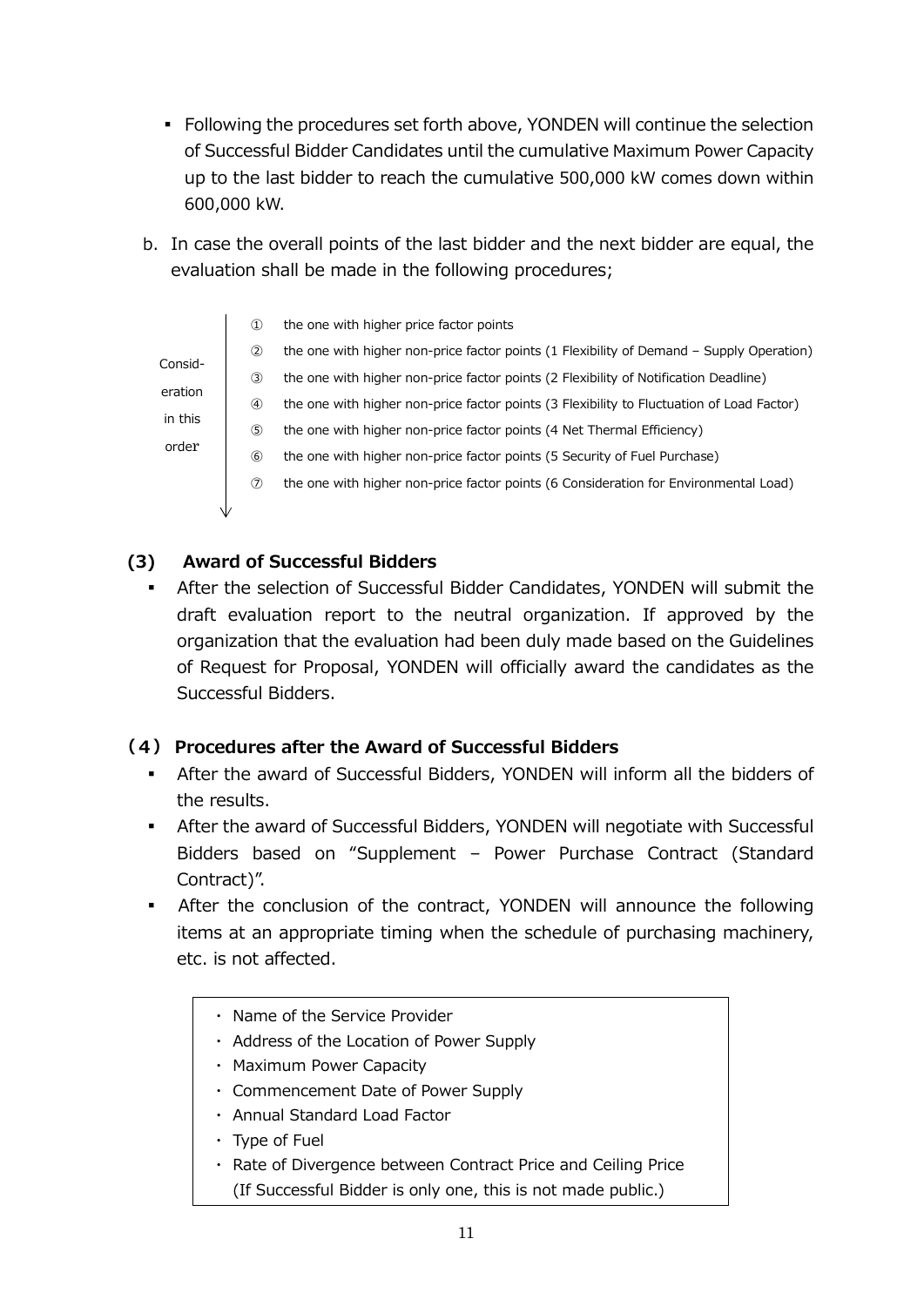- Following the procedures set forth above, YONDEN will continue the selection of Successful Bidder Candidates until the cumulative Maximum Power Capacity up to the last bidder to reach the cumulative 500,000 kW comes down within 600,000 kW.

b. In case the overall points of the last bidder and the next bidder are equal, the evaluation shall be made in the following procedures;

Consideration in this order ↓

① the one with higher price factor points
② the one with higher non-price factor points (1 Flexibility of Demand – Supply Operation)
③ the one with higher non-price factor points (2 Flexibility of Notification Deadline)
④ the one with higher non-price factor points (3 Flexibility to Fluctuation of Load Factor)
⑤ the one with higher non-price factor points (4 Net Thermal Efficiency)
⑥ the one with higher non-price factor points (5 Security of Fuel Purchase)
⑦ the one with higher non-price factor points (6 Consideration for Environmental Load)

### (3) Award of Successful Bidders

- After the selection of Successful Bidder Candidates, YONDEN will submit the draft evaluation report to the neutral organization. If approved by the organization that the evaluation had been duly made based on the Guidelines of Request for Proposal, YONDEN will officially award the candidates as the Successful Bidders.

### (4) Procedures after the Award of Successful Bidders

- After the award of Successful Bidders, YONDEN will inform all the bidders of the results.
- After the award of Successful Bidders, YONDEN will negotiate with Successful Bidders based on "Supplement – Power Purchase Contract (Standard Contract)".
- After the conclusion of the contract, YONDEN will announce the following items at an appropriate timing when the schedule of purchasing machinery, etc. is not affected.

> ・ Name of the Service Provider
> ・ Address of the Location of Power Supply
> ・ Maximum Power Capacity
> ・ Commencement Date of Power Supply
> ・ Annual Standard Load Factor
> ・ Type of Fuel
> ・ Rate of Divergence between Contract Price and Ceiling Price
> (If Successful Bidder is only one, this is not made public.)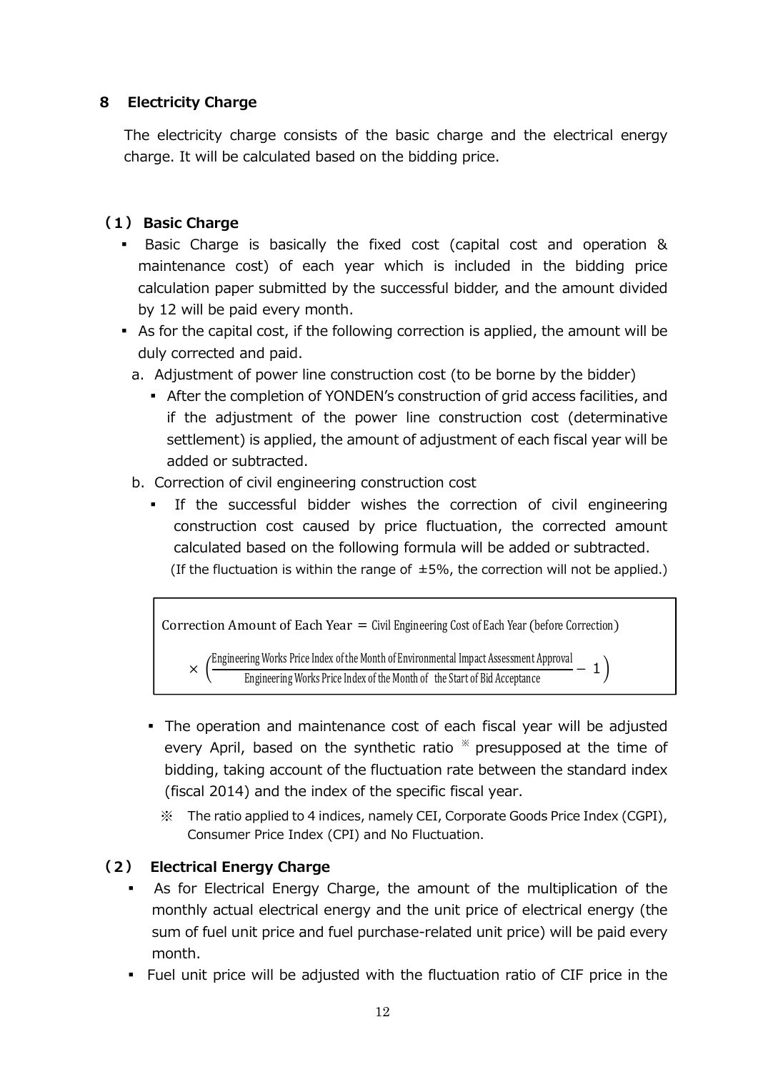## 8 Electricity Charge

The electricity charge consists of the basic charge and the electrical energy charge. It will be calculated based on the bidding price.

### (1) Basic Charge

- Basic Charge is basically the fixed cost (capital cost and operation & maintenance cost) of each year which is included in the bidding price calculation paper submitted by the successful bidder, and the amount divided by 12 will be paid every month.
- As for the capital cost, if the following correction is applied, the amount will be duly corrected and paid.
  - a. Adjustment of power line construction cost (to be borne by the bidder)
    - After the completion of YONDEN's construction of grid access facilities, and if the adjustment of the power line construction cost (determinative settlement) is applied, the amount of adjustment of each fiscal year will be added or subtracted.
  - b. Correction of civil engineering construction cost
    - If the successful bidder wishes the correction of civil engineering construction cost caused by price fluctuation, the corrected amount calculated based on the following formula will be added or subtracted.
      (If the fluctuation is within the range of ±5%, the correction will not be applied.)

$$\text{Correction Amount of Each Year} = \text{Civil Engineering Cost of Each Year (before Correction)} \times \left( \frac{\text{Engineering Works Price Index of the Month of Environmental Impact Assessment Approval}}{\text{Engineering Works Price Index of the Month of the Start of Bid Acceptance}} - 1 \right)$$

- The operation and maintenance cost of each fiscal year will be adjusted every April, based on the synthetic ratio ※ presupposed at the time of bidding, taking account of the fluctuation rate between the standard index (fiscal 2014) and the index of the specific fiscal year.
  - ※ The ratio applied to 4 indices, namely CEI, Corporate Goods Price Index (CGPI), Consumer Price Index (CPI) and No Fluctuation.

### (2) Electrical Energy Charge

- As for Electrical Energy Charge, the amount of the multiplication of the monthly actual electrical energy and the unit price of electrical energy (the sum of fuel unit price and fuel purchase-related unit price) will be paid every month.
- Fuel unit price will be adjusted with the fluctuation ratio of CIF price in the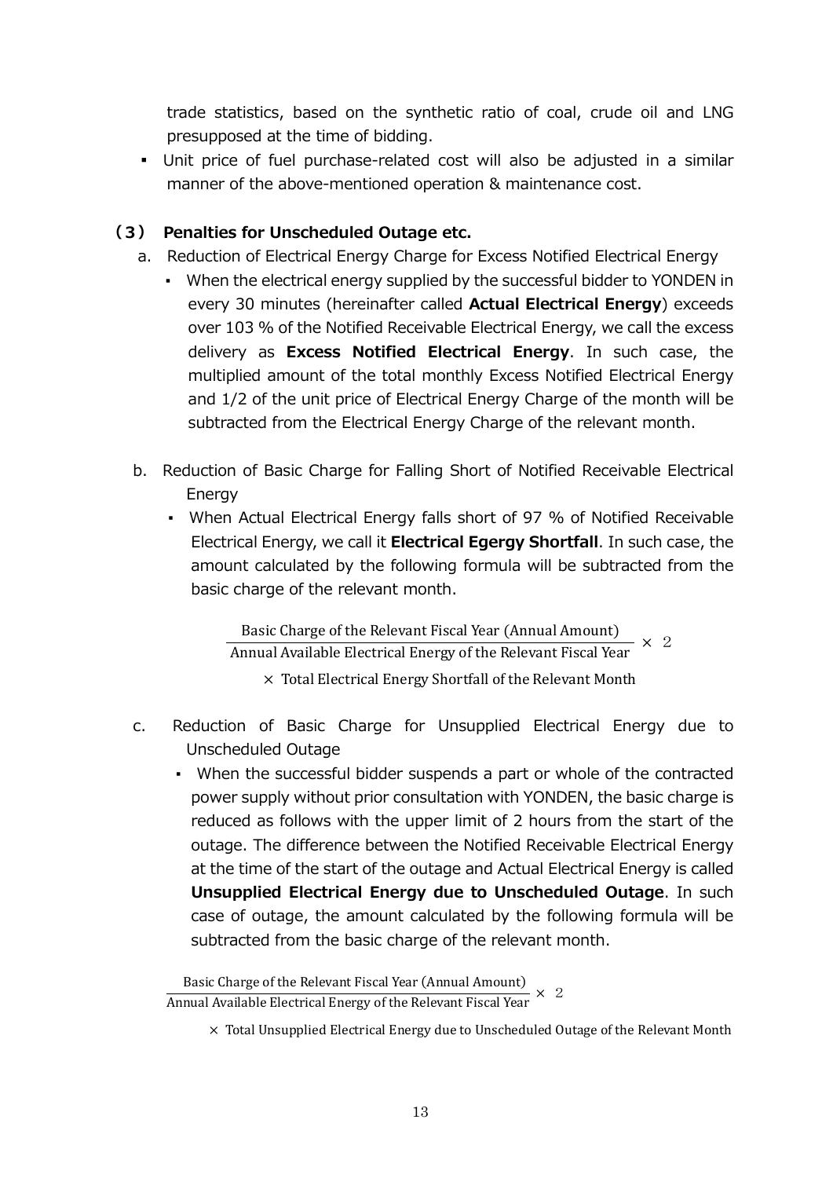trade statistics, based on the synthetic ratio of coal, crude oil and LNG presupposed at the time of bidding.

- Unit price of fuel purchase-related cost will also be adjusted in a similar manner of the above-mentioned operation & maintenance cost.

### (3) Penalties for Unscheduled Outage etc.

a. Reduction of Electrical Energy Charge for Excess Notified Electrical Energy

- When the electrical energy supplied by the successful bidder to YONDEN in every 30 minutes (hereinafter called **Actual Electrical Energy**) exceeds over 103 % of the Notified Receivable Electrical Energy, we call the excess delivery as **Excess Notified Electrical Energy**. In such case, the multiplied amount of the total monthly Excess Notified Electrical Energy and 1/2 of the unit price of Electrical Energy Charge of the month will be subtracted from the Electrical Energy Charge of the relevant month.

b. Reduction of Basic Charge for Falling Short of Notified Receivable Electrical Energy

- When Actual Electrical Energy falls short of 97 % of Notified Receivable Electrical Energy, we call it **Electrical Egergy Shortfall**. In such case, the amount calculated by the following formula will be subtracted from the basic charge of the relevant month.

$$\frac{\text{Basic Charge of the Relevant Fiscal Year (Annual Amount)}}{\text{Annual Available Electrical Energy of the Relevant Fiscal Year}} \times 2$$
$$\times \text{ Total Electrical Energy Shortfall of the Relevant Month}$$

c. Reduction of Basic Charge for Unsupplied Electrical Energy due to Unscheduled Outage

- When the successful bidder suspends a part or whole of the contracted power supply without prior consultation with YONDEN, the basic charge is reduced as follows with the upper limit of 2 hours from the start of the outage. The difference between the Notified Receivable Electrical Energy at the time of the start of the outage and Actual Electrical Energy is called **Unsupplied Electrical Energy due to Unscheduled Outage**. In such case of outage, the amount calculated by the following formula will be subtracted from the basic charge of the relevant month.

$$\frac{\text{Basic Charge of the Relevant Fiscal Year (Annual Amount)}}{\text{Annual Available Electrical Energy of the Relevant Fiscal Year}} \times 2$$
$$\times \text{ Total Unsupplied Electrical Energy due to Unscheduled Outage of the Relevant Month}$$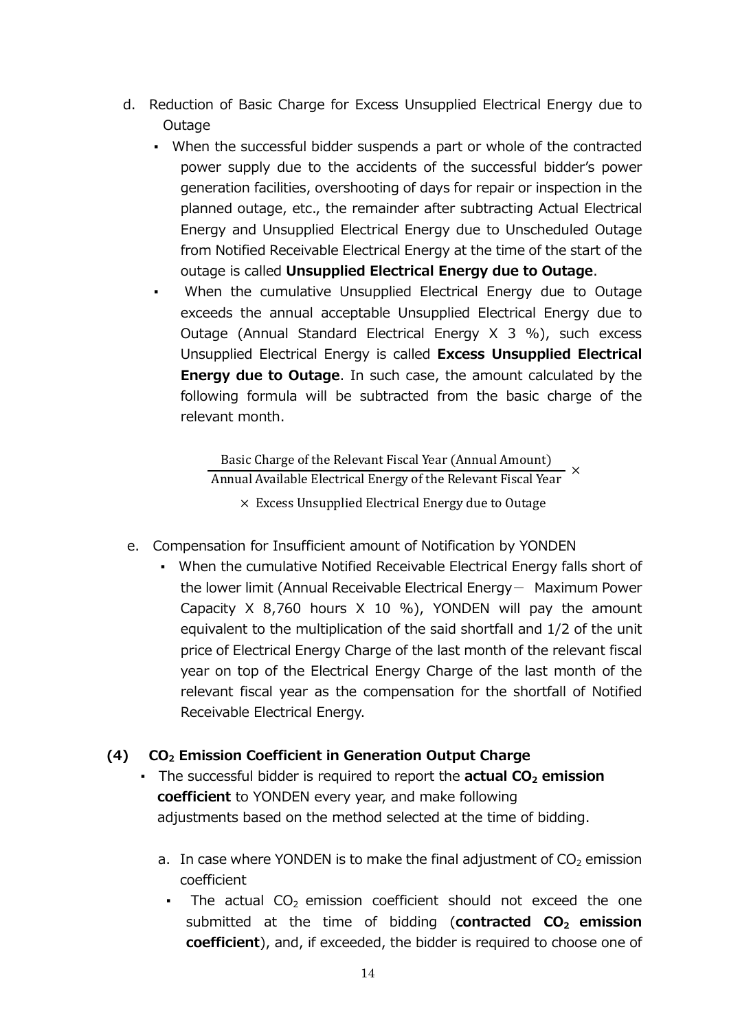d. Reduction of Basic Charge for Excess Unsupplied Electrical Energy due to Outage

- When the successful bidder suspends a part or whole of the contracted power supply due to the accidents of the successful bidder's power generation facilities, overshooting of days for repair or inspection in the planned outage, etc., the remainder after subtracting Actual Electrical Energy and Unsupplied Electrical Energy due to Unscheduled Outage from Notified Receivable Electrical Energy at the time of the start of the outage is called **Unsupplied Electrical Energy due to Outage**.
- When the cumulative Unsupplied Electrical Energy due to Outage exceeds the annual acceptable Unsupplied Electrical Energy due to Outage (Annual Standard Electrical Energy X 3 %), such excess Unsupplied Electrical Energy is called **Excess Unsupplied Electrical Energy due to Outage**. In such case, the amount calculated by the following formula will be subtracted from the basic charge of the relevant month.

$$\frac{\text{Basic Charge of the Relevant Fiscal Year (Annual Amount)}}{\text{Annual Available Electrical Energy of the Relevant Fiscal Year}} \times \text{Excess Unsupplied Electrical Energy due to Outage}$$

e. Compensation for Insufficient amount of Notification by YONDEN

- When the cumulative Notified Receivable Electrical Energy falls short of the lower limit (Annual Receivable Electrical Energy－ Maximum Power Capacity X 8,760 hours X 10 %), YONDEN will pay the amount equivalent to the multiplication of the said shortfall and 1/2 of the unit price of Electrical Energy Charge of the last month of the relevant fiscal year on top of the Electrical Energy Charge of the last month of the relevant fiscal year as the compensation for the shortfall of Notified Receivable Electrical Energy.

**(4) $CO_2$ Emission Coefficient in Generation Output Charge**

- The successful bidder is required to report the **actual $CO_2$ emission coefficient** to YONDEN every year, and make following adjustments based on the method selected at the time of bidding.

a. In case where YONDEN is to make the final adjustment of $CO_2$ emission coefficient

- The actual $CO_2$ emission coefficient should not exceed the one submitted at the time of bidding (**contracted $CO_2$ emission coefficient**), and, if exceeded, the bidder is required to choose one of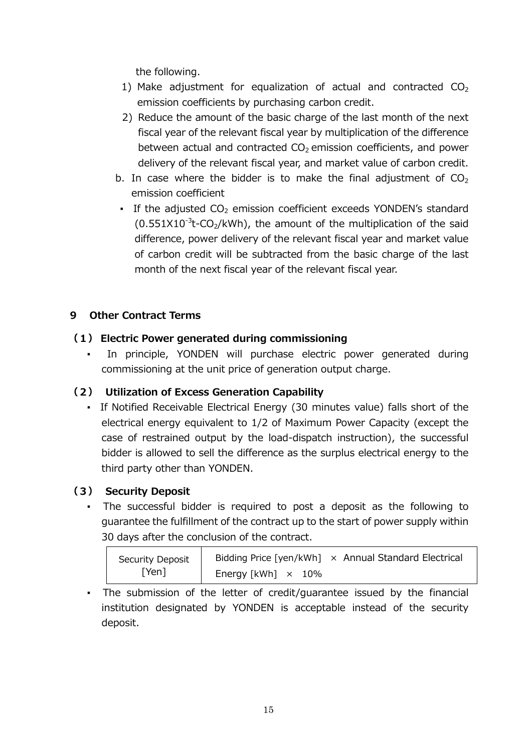the following.

1) Make adjustment for equalization of actual and contracted $CO_2$ emission coefficients by purchasing carbon credit.
2) Reduce the amount of the basic charge of the last month of the next fiscal year of the relevant fiscal year by multiplication of the difference between actual and contracted $CO_2$ emission coefficients, and power delivery of the relevant fiscal year, and market value of carbon credit.

b. In case where the bidder is to make the final adjustment of $CO_2$ emission coefficient

- If the adjusted $CO_2$ emission coefficient exceeds YONDEN's standard ($0.551X10^{-3}$t-$CO_2$/kWh), the amount of the multiplication of the said difference, power delivery of the relevant fiscal year and market value of carbon credit will be subtracted from the basic charge of the last month of the next fiscal year of the relevant fiscal year.

## 9 Other Contract Terms

### （1） Electric Power generated during commissioning

- In principle, YONDEN will purchase electric power generated during commissioning at the unit price of generation output charge.

### （2） Utilization of Excess Generation Capability

- If Notified Receivable Electrical Energy (30 minutes value) falls short of the electrical energy equivalent to 1/2 of Maximum Power Capacity (except the case of restrained output by the load-dispatch instruction), the successful bidder is allowed to sell the difference as the surplus electrical energy to the third party other than YONDEN.

### （3） Security Deposit

- The successful bidder is required to post a deposit as the following to guarantee the fulfillment of the contract up to the start of power supply within 30 days after the conclusion of the contract.

| Security Deposit [Yen] | Bidding Price [yen/kWh] × Annual Standard Electrical Energy [kWh] × 10% |
|---|---|

- The submission of the letter of credit/guarantee issued by the financial institution designated by YONDEN is acceptable instead of the security deposit.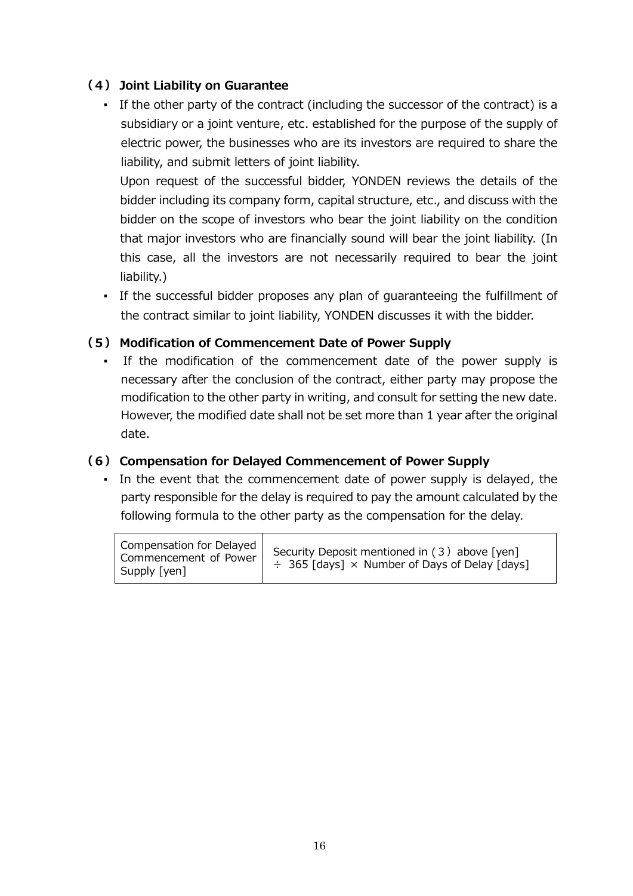### （4） Joint Liability on Guarantee

- If the other party of the contract (including the successor of the contract) is a subsidiary or a joint venture, etc. established for the purpose of the supply of electric power, the businesses who are its investors are required to share the liability, and submit letters of joint liability.

  Upon request of the successful bidder, YONDEN reviews the details of the bidder including its company form, capital structure, etc., and discuss with the bidder on the scope of investors who bear the joint liability on the condition that major investors who are financially sound will bear the joint liability. (In this case, all the investors are not necessarily required to bear the joint liability.)

- If the successful bidder proposes any plan of guaranteeing the fulfillment of the contract similar to joint liability, YONDEN discusses it with the bidder.

### （5） Modification of Commencement Date of Power Supply

- If the modification of the commencement date of the power supply is necessary after the conclusion of the contract, either party may propose the modification to the other party in writing, and consult for setting the new date. However, the modified date shall not be set more than 1 year after the original date.

### （6） Compensation for Delayed Commencement of Power Supply

- In the event that the commencement date of power supply is delayed, the party responsible for the delay is required to pay the amount calculated by the following formula to the other party as the compensation for the delay.

| Compensation for Delayed Commencement of Power Supply [yen] | Security Deposit mentioned in (3) above [yen] ÷ 365 [days] × Number of Days of Delay [days] |
|---|---|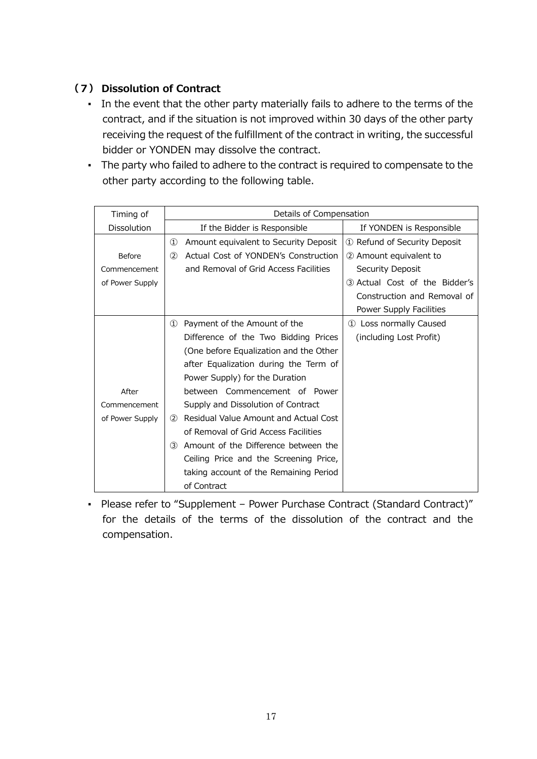### （7） Dissolution of Contract

- In the event that the other party materially fails to adhere to the terms of the contract, and if the situation is not improved within 30 days of the other party receiving the request of the fulfillment of the contract in writing, the successful bidder or YONDEN may dissolve the contract.
- The party who failed to adhere to the contract is required to compensate to the other party according to the following table.

| Timing of Dissolution | Details of Compensation | |
|---|---|---|
| | If the Bidder is Responsible | If YONDEN is Responsible |
| Before Commencement of Power Supply | ① Amount equivalent to Security Deposit<br>② Actual Cost of YONDEN's Construction and Removal of Grid Access Facilities | ① Refund of Security Deposit<br>② Amount equivalent to Security Deposit<br>③ Actual Cost of the Bidder's Construction and Removal of Power Supply Facilities |
| After Commencement of Power Supply | ① Payment of the Amount of the Difference of the Two Bidding Prices (One before Equalization and the Other after Equalization during the Term of Power Supply) for the Duration between Commencement of Power Supply and Dissolution of Contract<br>② Residual Value Amount and Actual Cost of Removal of Grid Access Facilities<br>③ Amount of the Difference between the Ceiling Price and the Screening Price, taking account of the Remaining Period of Contract | ① Loss normally Caused (including Lost Profit) |

- Please refer to "Supplement – Power Purchase Contract (Standard Contract)" for the details of the terms of the dissolution of the contract and the compensation.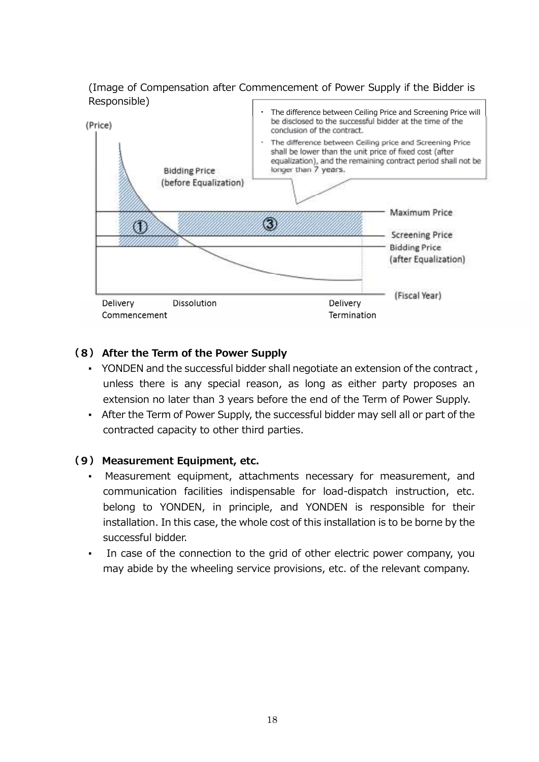(Image of Compensation after Commencement of Power Supply if the Bidder is Responsible)

- The difference between Ceiling Price and Screening Price will be disclosed to the successful bidder at the time of the conclusion of the contract.
- The difference between Ceiling price and Screening Price shall be lower than the unit price of fixed cost (after equalization), and the remaining contract period shall not be longer than 7 years.

(Price)

Bidding Price (before Equalization)

①

③

Maximum Price

Screening Price

Bidding Price (after Equalization)

(Fiscal Year)

Delivery Commencement

Dissolution

Delivery Termination

## （8） After the Term of the Power Supply

- YONDEN and the successful bidder shall negotiate an extension of the contract , unless there is any special reason, as long as either party proposes an extension no later than 3 years before the end of the Term of Power Supply.
- After the Term of Power Supply, the successful bidder may sell all or part of the contracted capacity to other third parties.

## （9） Measurement Equipment, etc.

- Measurement equipment, attachments necessary for measurement, and communication facilities indispensable for load-dispatch instruction, etc. belong to YONDEN, in principle, and YONDEN is responsible for their installation. In this case, the whole cost of this installation is to be borne by the successful bidder.
- In case of the connection to the grid of other electric power company, you may abide by the wheeling service provisions, etc. of the relevant company.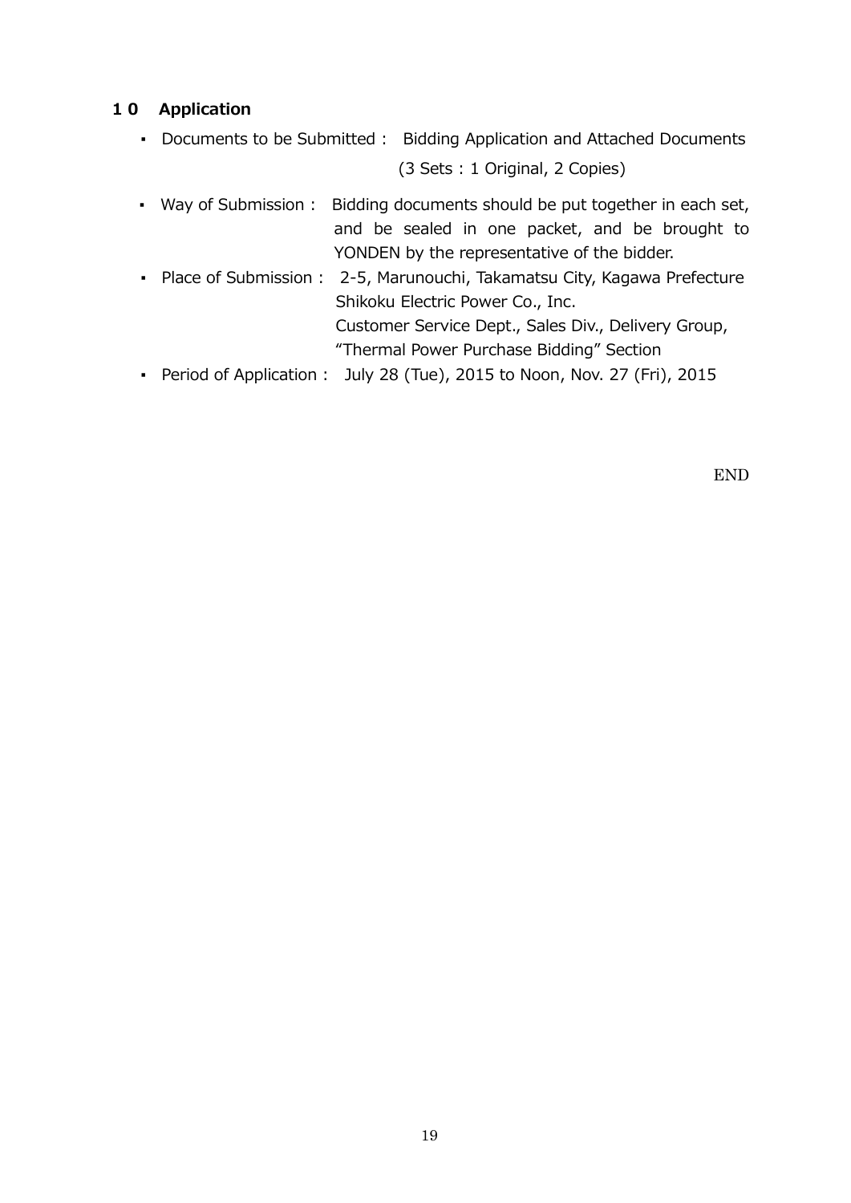## 10 Application

- Documents to be Submitted : Bidding Application and Attached Documents (3 Sets : 1 Original, 2 Copies)
- Way of Submission : Bidding documents should be put together in each set, and be sealed in one packet, and be brought to YONDEN by the representative of the bidder.
- Place of Submission : 2-5, Marunouchi, Takamatsu City, Kagawa Prefecture
  Shikoku Electric Power Co., Inc.
  Customer Service Dept., Sales Div., Delivery Group,
  "Thermal Power Purchase Bidding" Section
- Period of Application : July 28 (Tue), 2015 to Noon, Nov. 27 (Fri), 2015

END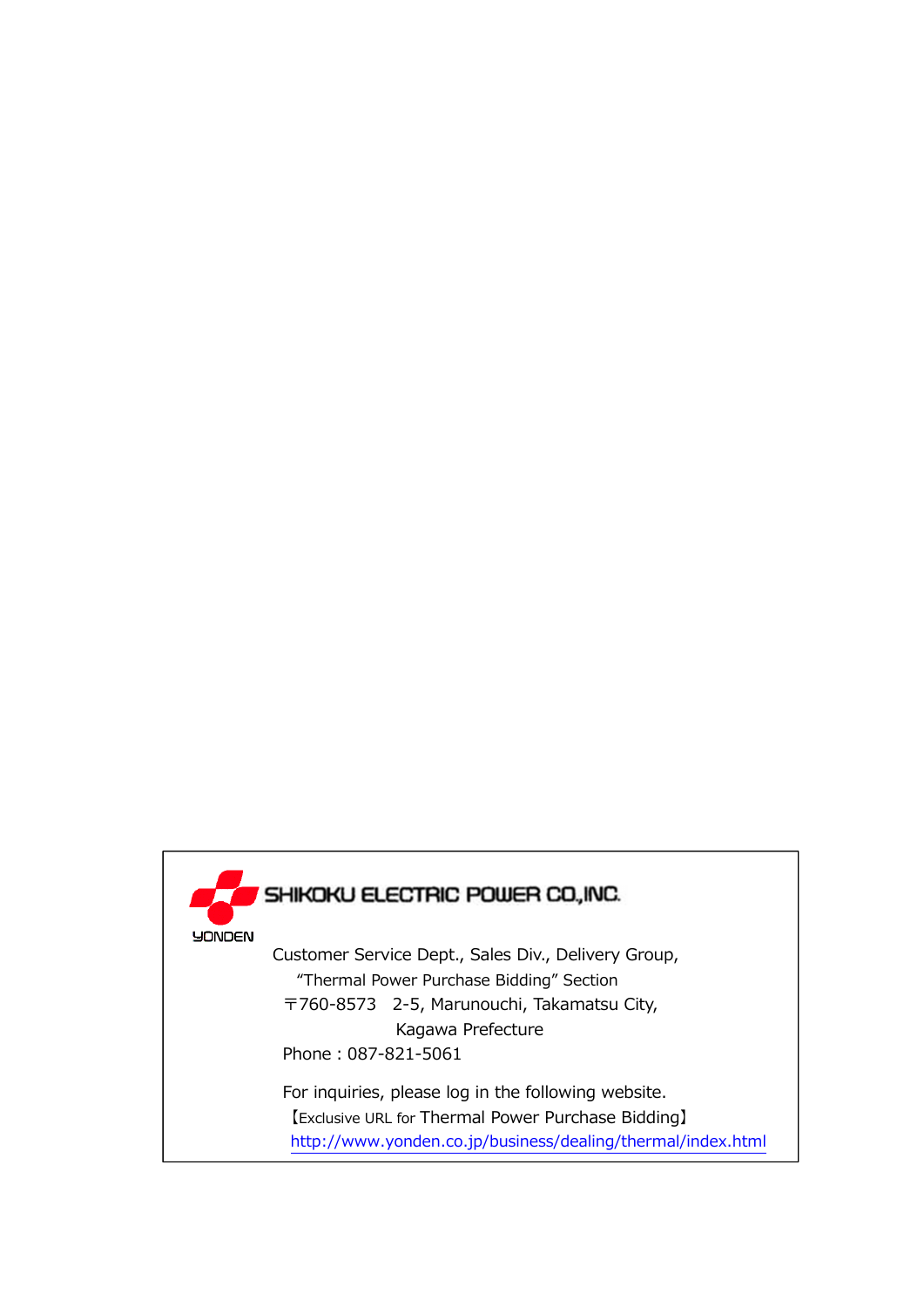SHIKOKU ELECTRIC POWER CO.,INC.

YONDEN

Customer Service Dept., Sales Div., Delivery Group,
"Thermal Power Purchase Bidding" Section
〒760-8573 2-5, Marunouchi, Takamatsu City,
Kagawa Prefecture
Phone : 087-821-5061

For inquiries, please log in the following website.
【Exclusive URL for Thermal Power Purchase Bidding】
http://www.yonden.co.jp/business/dealing/thermal/index.html